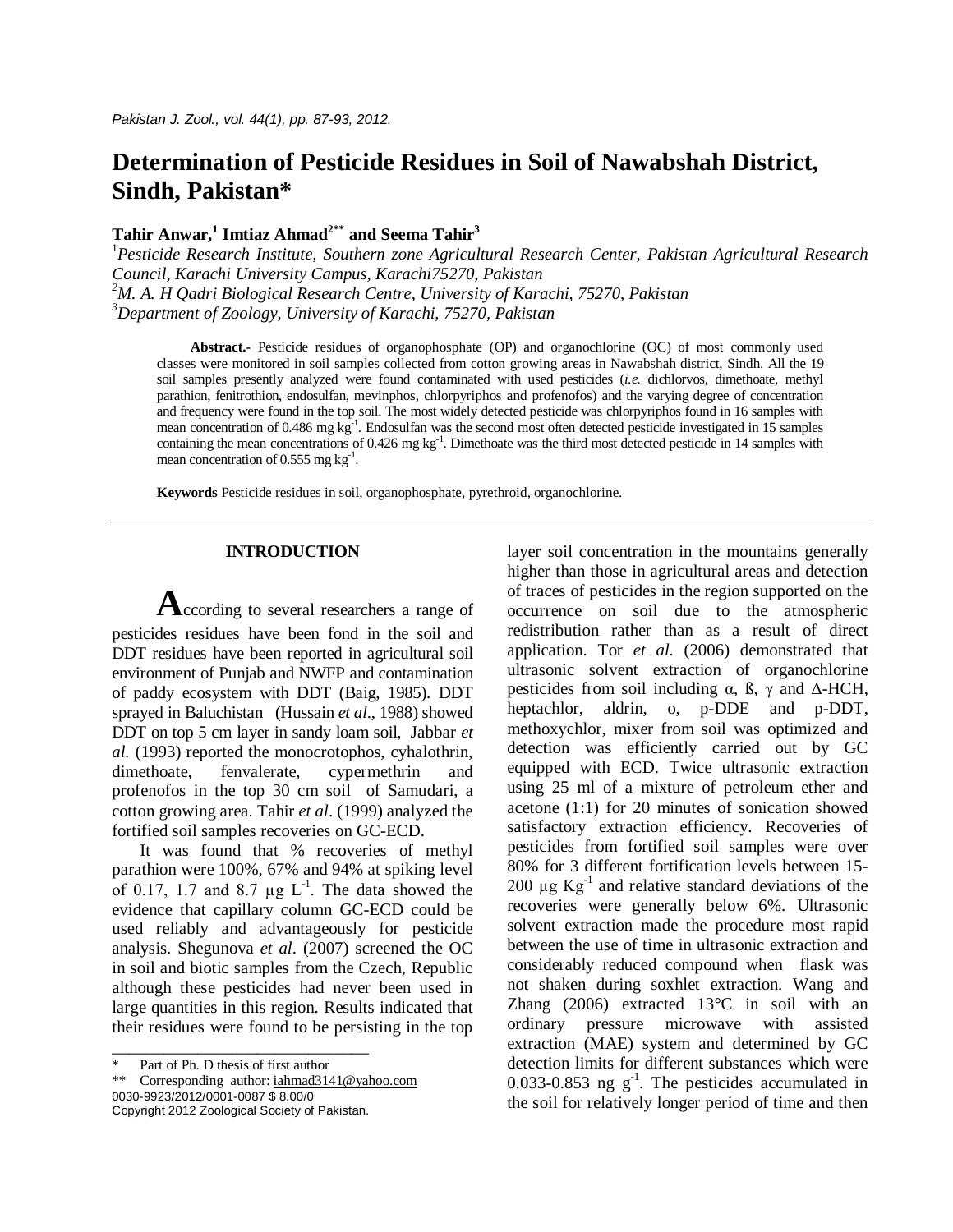# Determination of Pesticide Residues in Soil of Nawabshah District, Sindh, Pakistan*

**Tahir Anwar,[1] Imtiaz Ahmad[2**] and Seema Tahir[3]**

[1] *Pesticide Research Institute, Southern zone Agricultural Research Center, Pakistan Agricultural Research Council, Karachi University Campus, Karachi75270, Pakistan*
[2] *M. A. H Qadri Biological Research Centre, University of Karachi, 75270, Pakistan*
[3] *Department of Zoology, University of Karachi, 75270, Pakistan*

**Abstract.-** Pesticide residues of organophosphate (OP) and organochlorine (OC) of most commonly used classes were monitored in soil samples collected from cotton growing areas in Nawabshah district, Sindh. All the 19 soil samples presently analyzed were found contaminated with used pesticides (*i.e.* dichlorvos, dimethoate, methyl parathion, fenitrothion, endosulfan, mevinphos, chlorpyriphos and profenofos) and the varying degree of concentration and frequency were found in the top soil. The most widely detected pesticide was chlorpyriphos found in 16 samples with mean concentration of 0.486 mg kg$^{-1}$. Endosulfan was the second most often detected pesticide investigated in 15 samples containing the mean concentrations of 0.426 mg kg$^{-1}$. Dimethoate was the third most detected pesticide in 14 samples with mean concentration of 0.555 mg kg$^{-1}$.

**Keywords** Pesticide residues in soil, organophosphate, pyrethroid, organochlorine.

## INTRODUCTION

According to several researchers a range of pesticides residues have been fond in the soil and DDT residues have been reported in agricultural soil environment of Punjab and NWFP and contamination of paddy ecosystem with DDT (Baig, 1985). DDT sprayed in Baluchistan (Hussain *et al*., 1988) showed DDT on top 5 cm layer in sandy loam soil, Jabbar *et al.* (1993) reported the monocrotophos, cyhalothrin, dimethoate, fenvalerate, cypermethrin and profenofos in the top 30 cm soil of Samudari, a cotton growing area. Tahir *et al*. (1999) analyzed the fortified soil samples recoveries on GC-ECD.

It was found that % recoveries of methyl parathion were 100%, 67% and 94% at spiking level of 0.17, 1.7 and 8.7 µg L$^{-1}$. The data showed the evidence that capillary column GC-ECD could be used reliably and advantageously for pesticide analysis. Shegunova *et al*. (2007) screened the OC in soil and biotic samples from the Czech, Republic although these pesticides had never been used in large quantities in this region. Results indicated that their residues were found to be persisting in the top layer soil concentration in the mountains generally higher than those in agricultural areas and detection of traces of pesticides in the region supported on the occurrence on soil due to the atmospheric redistribution rather than as a result of direct application. Tor *et al.* (2006) demonstrated that ultrasonic solvent extraction of organochlorine pesticides from soil including α, ß, γ and Δ-HCH, heptachlor, aldrin, o, p-DDE and p-DDT, methoxychlor, mixer from soil was optimized and detection was efficiently carried out by GC equipped with ECD. Twice ultrasonic extraction using 25 ml of a mixture of petroleum ether and acetone (1:1) for 20 minutes of sonication showed satisfactory extraction efficiency. Recoveries of pesticides from fortified soil samples were over 80% for 3 different fortification levels between 15-200 µg Kg$^{-1}$ and relative standard deviations of the recoveries were generally below 6%. Ultrasonic solvent extraction made the procedure most rapid between the use of time in ultrasonic extraction and considerably reduced compound when flask was not shaken during soxhlet extraction. Wang and Zhang (2006) extracted 13°C in soil with an ordinary pressure microwave with assisted extraction (MAE) system and determined by GC detection limits for different substances which were 0.033-0.853 ng g$^{-1}$. The pesticides accumulated in the soil for relatively longer period of time and then

\* Part of Ph. D thesis of first author
\** Corresponding author: iahmad3141@yahoo.com
0030-9923/2012/0001-0087 $ 8.00/0
Copyright 2012 Zoological Society of Pakistan.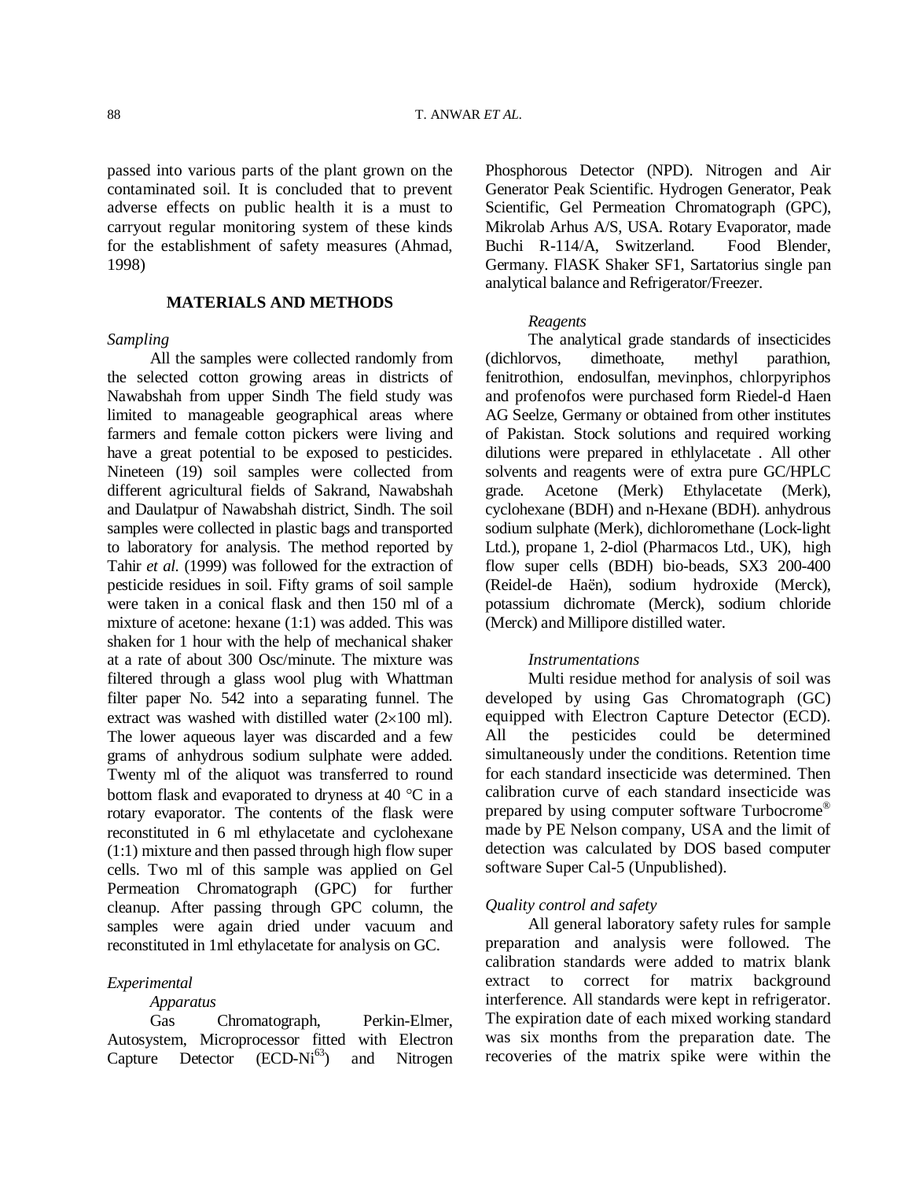passed into various parts of the plant grown on the contaminated soil. It is concluded that to prevent adverse effects on public health it is a must to carryout regular monitoring system of these kinds for the establishment of safety measures (Ahmad, 1998)

## MATERIALS AND METHODS

*Sampling*

All the samples were collected randomly from the selected cotton growing areas in districts of Nawabshah from upper Sindh The field study was limited to manageable geographical areas where farmers and female cotton pickers were living and have a great potential to be exposed to pesticides. Nineteen (19) soil samples were collected from different agricultural fields of Sakrand, Nawabshah and Daulatpur of Nawabshah district, Sindh. The soil samples were collected in plastic bags and transported to laboratory for analysis. The method reported by Tahir *et al.* (1999) was followed for the extraction of pesticide residues in soil. Fifty grams of soil sample were taken in a conical flask and then 150 ml of a mixture of acetone: hexane (1:1) was added. This was shaken for 1 hour with the help of mechanical shaker at a rate of about 300 Osc/minute. The mixture was filtered through a glass wool plug with Whattman filter paper No. 542 into a separating funnel. The extract was washed with distilled water ($2 \times 100$ ml). The lower aqueous layer was discarded and a few grams of anhydrous sodium sulphate were added. Twenty ml of the aliquot was transferred to round bottom flask and evaporated to dryness at 40 °C in a rotary evaporator. The contents of the flask were reconstituted in 6 ml ethylacetate and cyclohexane (1:1) mixture and then passed through high flow super cells. Two ml of this sample was applied on Gel Permeation Chromatograph (GPC) for further cleanup. After passing through GPC column, the samples were again dried under vacuum and reconstituted in 1ml ethylacetate for analysis on GC.

*Experimental*

*Apparatus*

Gas Chromatograph, Perkin-Elmer, Autosystem, Microprocessor fitted with Electron Capture Detector ($ECD\text{-}Ni^{63}$) and Nitrogen Phosphorous Detector (NPD). Nitrogen and Air Generator Peak Scientific. Hydrogen Generator, Peak Scientific, Gel Permeation Chromatograph (GPC), Mikrolab Arhus A/S, USA. Rotary Evaporator, made Buchi R-114/A, Switzerland. Food Blender, Germany. FlASK Shaker SF1, Sartatorius single pan analytical balance and Refrigerator/Freezer.

*Reagents*

The analytical grade standards of insecticides (dichlorvos, dimethoate, methyl parathion, fenitrothion, endosulfan, mevinphos, chlorpyriphos and profenofos were purchased form Riedel-d Haen AG Seelze, Germany or obtained from other institutes of Pakistan. Stock solutions and required working dilutions were prepared in ethlylacetate . All other solvents and reagents were of extra pure GC/HPLC grade. Acetone (Merk) Ethylacetate (Merk), cyclohexane (BDH) and n-Hexane (BDH). anhydrous sodium sulphate (Merk), dichloromethane (Lock-light Ltd.), propane 1, 2-diol (Pharmacos Ltd., UK), high flow super cells (BDH) bio-beads, SX3 200-400 (Reidel-de Haën), sodium hydroxide (Merck), potassium dichromate (Merck), sodium chloride (Merck) and Millipore distilled water.

*Instrumentations*

Multi residue method for analysis of soil was developed by using Gas Chromatograph (GC) equipped with Electron Capture Detector (ECD). All the pesticides could be determined simultaneously under the conditions. Retention time for each standard insecticide was determined. Then calibration curve of each standard insecticide was prepared by using computer software Turbocrome® made by PE Nelson company, USA and the limit of detection was calculated by DOS based computer software Super Cal-5 (Unpublished).

*Quality control and safety*

All general laboratory safety rules for sample preparation and analysis were followed. The calibration standards were added to matrix blank extract to correct for matrix background interference. All standards were kept in refrigerator. The expiration date of each mixed working standard was six months from the preparation date. The recoveries of the matrix spike were within the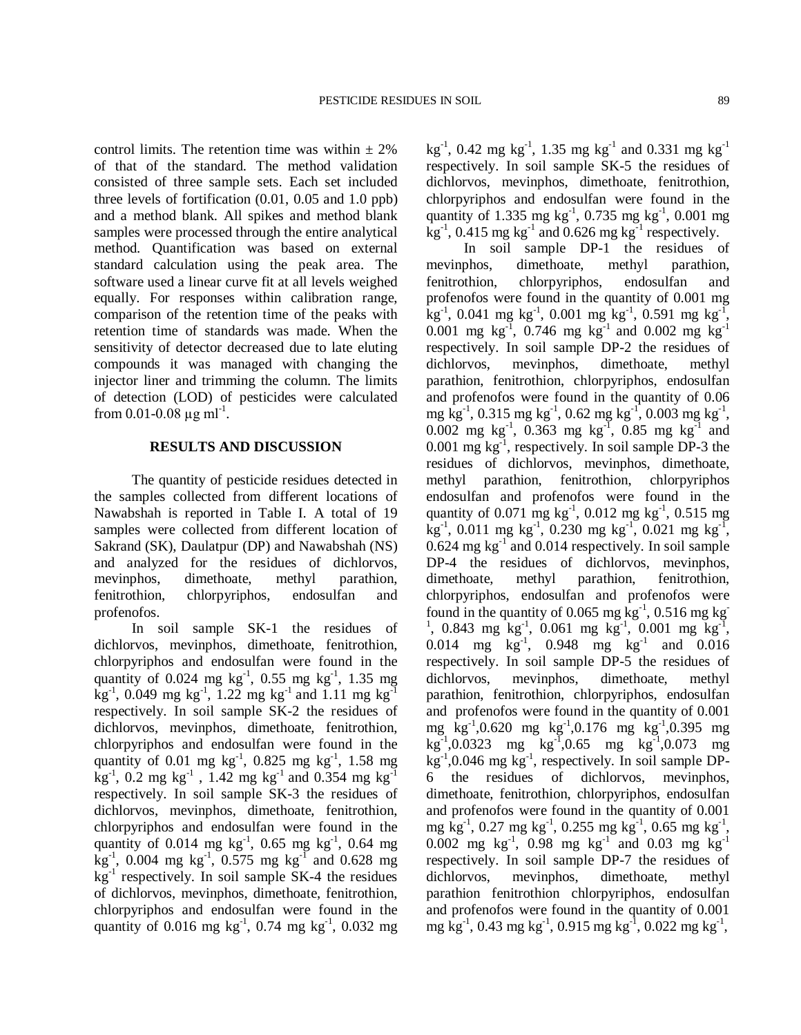control limits. The retention time was within ± 2% of that of the standard. The method validation consisted of three sample sets. Each set included three levels of fortification (0.01, 0.05 and 1.0 ppb) and a method blank. All spikes and method blank samples were processed through the entire analytical method. Quantification was based on external standard calculation using the peak area. The software used a linear curve fit at all levels weighed equally. For responses within calibration range, comparison of the retention time of the peaks with retention time of standards was made. When the sensitivity of detector decreased due to late eluting compounds it was managed with changing the injector liner and trimming the column. The limits of detection (LOD) of pesticides were calculated from 0.01-0.08 μg $ml^{-1}$.

## RESULTS AND DISCUSSION

The quantity of pesticide residues detected in the samples collected from different locations of Nawabshah is reported in Table I. A total of 19 samples were collected from different location of Sakrand (SK), Daulatpur (DP) and Nawabshah (NS) and analyzed for the residues of dichlorvos, mevinphos, dimethoate, methyl parathion, fenitrothion, chlorpyriphos, endosulfan and profenofos.

In soil sample SK-1 the residues of dichlorvos, mevinphos, dimethoate, fenitrothion, chlorpyriphos and endosulfan were found in the quantity of 0.024 mg $kg^{-1}$, 0.55 mg $kg^{-1}$, 1.35 mg $kg^{-1}$, 0.049 mg $kg^{-1}$, 1.22 mg $kg^{-1}$ and 1.11 mg $kg^{-1}$ respectively. In soil sample SK-2 the residues of dichlorvos, mevinphos, dimethoate, fenitrothion, chlorpyriphos and endosulfan were found in the quantity of 0.01 mg $kg^{-1}$, 0.825 mg $kg^{-1}$, 1.58 mg $kg^{-1}$, 0.2 mg $kg^{-1}$ , 1.42 mg $kg^{-1}$ and 0.354 mg $kg^{-1}$ respectively. In soil sample SK-3 the residues of dichlorvos, mevinphos, dimethoate, fenitrothion, chlorpyriphos and endosulfan were found in the quantity of 0.014 mg $kg^{-1}$, 0.65 mg $kg^{-1}$, 0.64 mg $kg^{-1}$, 0.004 mg $kg^{-1}$, 0.575 mg $kg^{-1}$ and 0.628 mg $kg^{-1}$ respectively. In soil sample SK-4 the residues of dichlorvos, mevinphos, dimethoate, fenitrothion, chlorpyriphos and endosulfan were found in the quantity of 0.016 mg $kg^{-1}$, 0.74 mg $kg^{-1}$, 0.032 mg $kg^{-1}$, 0.42 mg $kg^{-1}$, 1.35 mg $kg^{-1}$ and 0.331 mg $kg^{-1}$ respectively. In soil sample SK-5 the residues of dichlorvos, mevinphos, dimethoate, fenitrothion, chlorpyriphos and endosulfan were found in the quantity of 1.335 mg $kg^{-1}$, 0.735 mg $kg^{-1}$, 0.001 mg $kg^{-1}$, 0.415 mg $kg^{-1}$ and 0.626 mg $kg^{-1}$ respectively.

In soil sample DP-1 the residues of mevinphos, dimethoate, methyl parathion, fenitrothion, chlorpyriphos, endosulfan and profenofos were found in the quantity of 0.001 mg $kg^{-1}$, 0.041 mg $kg^{-1}$, 0.001 mg $kg^{-1}$, 0.591 mg $kg^{-1}$, 0.001 mg $kg^{-1}$, 0.746 mg $kg^{-1}$ and 0.002 mg $kg^{-1}$ respectively. In soil sample DP-2 the residues of dichlorvos, mevinphos, dimethoate, methyl parathion, fenitrothion, chlorpyriphos, endosulfan and profenofos were found in the quantity of 0.06 mg $kg^{-1}$, 0.315 mg $kg^{-1}$, 0.62 mg $kg^{-1}$, 0.003 mg $kg^{-1}$, 0.002 mg $kg^{-1}$, 0.363 mg $kg^{-1}$, 0.85 mg $kg^{-1}$ and 0.001 mg $kg^{-1}$, respectively. In soil sample DP-3 the residues of dichlorvos, mevinphos, dimethoate, methyl parathion, fenitrothion, chlorpyriphos endosulfan and profenofos were found in the quantity of 0.071 mg $kg^{-1}$, 0.012 mg $kg^{-1}$, 0.515 mg $kg^{-1}$, 0.011 mg $kg^{-1}$, 0.230 mg $kg^{-1}$, 0.021 mg $kg^{-1}$, 0.624 mg $kg^{-1}$ and 0.014 respectively. In soil sample DP-4 the residues of dichlorvos, mevinphos, dimethoate, methyl parathion, fenitrothion, chlorpyriphos, endosulfan and profenofos were found in the quantity of 0.065 mg $kg^{-1}$, 0.516 mg $kg^{-1}$, 0.843 mg $kg^{-1}$, 0.061 mg $kg^{-1}$, 0.001 mg $kg^{-1}$, 0.014 mg $kg^{-1}$, 0.948 mg $kg^{-1}$ and 0.016 respectively. In soil sample DP-5 the residues of dichlorvos, mevinphos, dimethoate, methyl parathion, fenitrothion, chlorpyriphos, endosulfan and profenofos were found in the quantity of 0.001 mg $kg^{-1}$,0.620 mg $kg^{-1}$,0.176 mg $kg^{-1}$,0.395 mg $kg^{-1}$,0.0323 mg $kg^{-1}$,0.65 mg $kg^{-1}$,0.073 mg $kg^{-1}$,0.046 mg $kg^{-1}$, respectively. In soil sample DP-6 the residues of dichlorvos, mevinphos, dimethoate, fenitrothion, chlorpyriphos, endosulfan and profenofos were found in the quantity of 0.001 mg $kg^{-1}$, 0.27 mg $kg^{-1}$, 0.255 mg $kg^{-1}$, 0.65 mg $kg^{-1}$, 0.002 mg $kg^{-1}$, 0.98 mg $kg^{-1}$ and 0.03 mg $kg^{-1}$ respectively. In soil sample DP-7 the residues of dichlorvos, mevinphos, dimethoate, methyl parathion fenitrothion chlorpyriphos, endosulfan and profenofos were found in the quantity of 0.001 mg $kg^{-1}$, 0.43 mg $kg^{-1}$, 0.915 mg $kg^{-1}$, 0.022 mg $kg^{-1}$,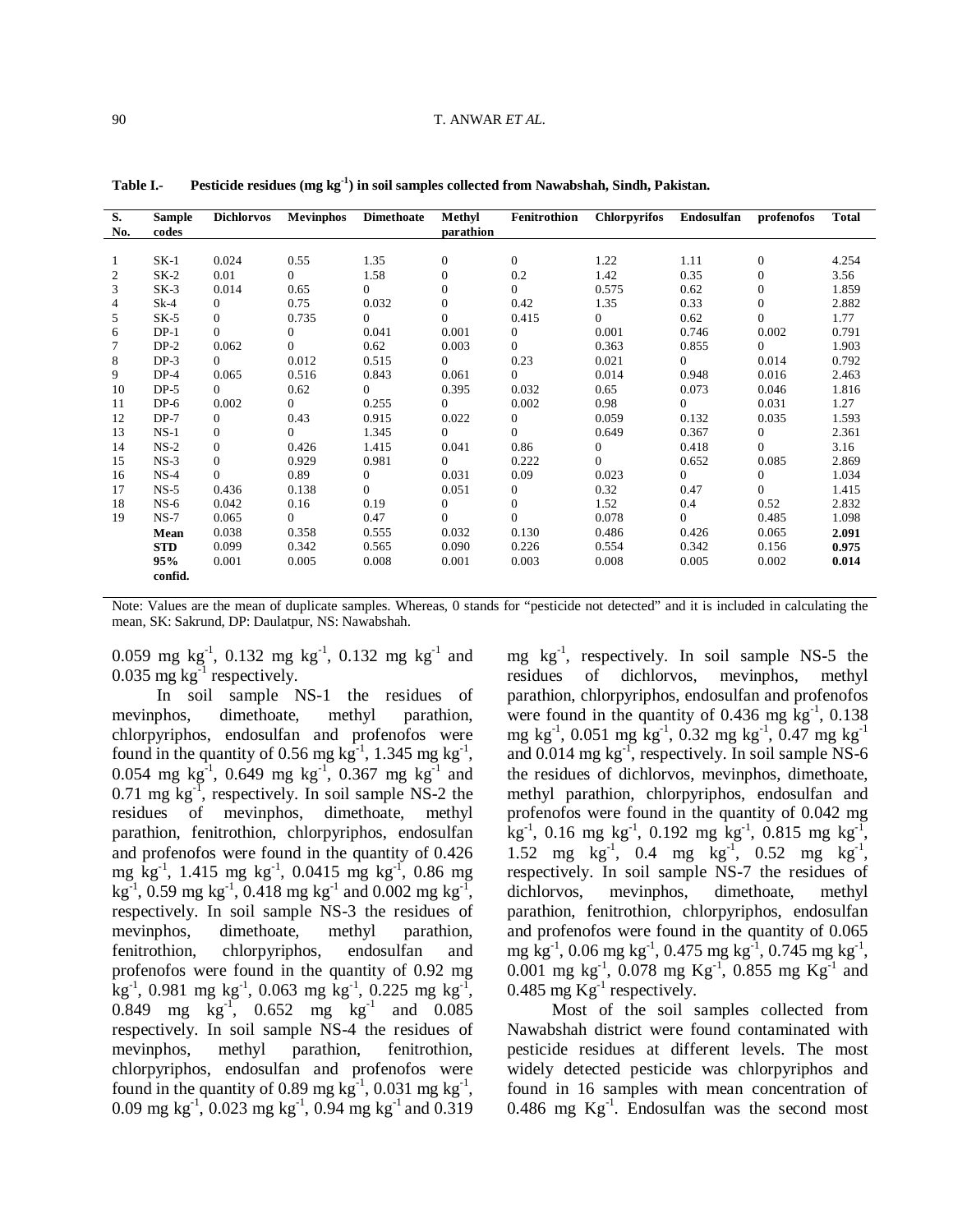**Table I.- Pesticide residues (mg kg$^{-1}$) in soil samples collected from Nawabshah, Sindh, Pakistan.**

| S. No. | Sample codes | Dichlorvos | Mevinphos | Dimethoate | Methyl parathion | Fenitrothion | Chlorpyrifos | Endosulfan | profenofos | Total |
|---|---|---|---|---|---|---|---|---|---|---|
| 1 | SK-1 | 0.024 | 0.55 | 1.35 | 0 | 0 | 1.22 | 1.11 | 0 | 4.254 |
| 2 | SK-2 | 0.01 | 0 | 1.58 | 0 | 0.2 | 1.42 | 0.35 | 0 | 3.56 |
| 3 | SK-3 | 0.014 | 0.65 | 0 | 0 | 0 | 0.575 | 0.62 | 0 | 1.859 |
| 4 | Sk-4 | 0 | 0.75 | 0.032 | 0 | 0.42 | 1.35 | 0.33 | 0 | 2.882 |
| 5 | SK-5 | 0 | 0.735 | 0 | 0 | 0.415 | 0 | 0.62 | 0 | 1.77 |
| 6 | DP-1 | 0 | 0 | 0.041 | 0.001 | 0 | 0.001 | 0.746 | 0.002 | 0.791 |
| 7 | DP-2 | 0.062 | 0 | 0.62 | 0.003 | 0 | 0.363 | 0.855 | 0 | 1.903 |
| 8 | DP-3 | 0 | 0.012 | 0.515 | 0 | 0.23 | 0.021 | 0 | 0.014 | 0.792 |
| 9 | DP-4 | 0.065 | 0.516 | 0.843 | 0.061 | 0 | 0.014 | 0.948 | 0.016 | 2.463 |
| 10 | DP-5 | 0 | 0.62 | 0 | 0.395 | 0.032 | 0.65 | 0.073 | 0.046 | 1.816 |
| 11 | DP-6 | 0.002 | 0 | 0.255 | 0 | 0.002 | 0.98 | 0 | 0.031 | 1.27 |
| 12 | DP-7 | 0 | 0.43 | 0.915 | 0.022 | 0 | 0.059 | 0.132 | 0.035 | 1.593 |
| 13 | NS-1 | 0 | 0 | 1.345 | 0 | 0 | 0.649 | 0.367 | 0 | 2.361 |
| 14 | NS-2 | 0 | 0.426 | 1.415 | 0.041 | 0.86 | 0 | 0.418 | 0 | 3.16 |
| 15 | NS-3 | 0 | 0.929 | 0.981 | 0 | 0.222 | 0 | 0.652 | 0.085 | 2.869 |
| 16 | NS-4 | 0 | 0.89 | 0 | 0.031 | 0.09 | 0.023 | 0 | 0 | 1.034 |
| 17 | NS-5 | 0.436 | 0.138 | 0 | 0.051 | 0 | 0.32 | 0.47 | 0 | 1.415 |
| 18 | NS-6 | 0.042 | 0.16 | 0.19 | 0 | 0 | 1.52 | 0.4 | 0.52 | 2.832 |
| 19 | NS-7 | 0.065 | 0 | 0.47 | 0 | 0 | 0.078 | 0 | 0.485 | 1.098 |
| | **Mean** | 0.038 | 0.358 | 0.555 | 0.032 | 0.130 | 0.486 | 0.426 | 0.065 | **2.091** |
| | **STD** | 0.099 | 0.342 | 0.565 | 0.090 | 0.226 | 0.554 | 0.342 | 0.156 | **0.975** |
| | **95% confid.** | 0.001 | 0.005 | 0.008 | 0.001 | 0.003 | 0.008 | 0.005 | 0.002 | **0.014** |

Note: Values are the mean of duplicate samples. Whereas, 0 stands for "pesticide not detected" and it is included in calculating the mean, SK: Sakrund, DP: Daulatpur, NS: Nawabshah.

0.059 mg kg$^{-1}$, 0.132 mg kg$^{-1}$, 0.132 mg kg$^{-1}$ and 0.035 mg kg$^{-1}$ respectively.

In soil sample NS-1 the residues of mevinphos, dimethoate, methyl parathion, chlorpyriphos, endosulfan and profenofos were found in the quantity of 0.56 mg kg$^{-1}$, 1.345 mg kg$^{-1}$, 0.054 mg kg$^{-1}$, 0.649 mg kg$^{-1}$, 0.367 mg kg$^{-1}$ and 0.71 mg kg$^{-1}$, respectively. In soil sample NS-2 the residues of mevinphos, dimethoate, methyl parathion, fenitrothion, chlorpyriphos, endosulfan and profenofos were found in the quantity of 0.426 mg kg$^{-1}$, 1.415 mg kg$^{-1}$, 0.0415 mg kg$^{-1}$, 0.86 mg kg$^{-1}$, 0.59 mg kg$^{-1}$, 0.418 mg kg$^{-1}$ and 0.002 mg kg$^{-1}$, respectively. In soil sample NS-3 the residues of mevinphos, dimethoate, methyl parathion, fenitrothion, chlorpyriphos, endosulfan and profenofos were found in the quantity of 0.92 mg kg$^{-1}$, 0.981 mg kg$^{-1}$, 0.063 mg kg$^{-1}$, 0.225 mg kg$^{-1}$, 0.849 mg kg$^{-1}$, 0.652 mg kg$^{-1}$ and 0.085 respectively. In soil sample NS-4 the residues of mevinphos, methyl parathion, fenitrothion, chlorpyriphos, endosulfan and profenofos were found in the quantity of 0.89 mg kg$^{-1}$, 0.031 mg kg$^{-1}$, 0.09 mg kg$^{-1}$, 0.023 mg kg$^{-1}$, 0.94 mg kg$^{-1}$ and 0.319 mg kg$^{-1}$, respectively. In soil sample NS-5 the residues of dichlorvos, mevinphos, methyl parathion, chlorpyriphos, endosulfan and profenofos were found in the quantity of 0.436 mg kg$^{-1}$, 0.138 mg kg$^{-1}$, 0.051 mg kg$^{-1}$, 0.32 mg kg$^{-1}$, 0.47 mg kg$^{-1}$ and 0.014 mg kg$^{-1}$, respectively. In soil sample NS-6 the residues of dichlorvos, mevinphos, dimethoate, methyl parathion, chlorpyriphos, endosulfan and profenofos were found in the quantity of 0.042 mg kg$^{-1}$, 0.16 mg kg$^{-1}$, 0.192 mg kg$^{-1}$, 0.815 mg kg$^{-1}$, 1.52 mg kg$^{-1}$, 0.4 mg kg$^{-1}$, 0.52 mg kg$^{-1}$, respectively. In soil sample NS-7 the residues of dichlorvos, mevinphos, dimethoate, methyl parathion, fenitrothion, chlorpyriphos, endosulfan and profenofos were found in the quantity of 0.065 mg kg$^{-1}$, 0.06 mg kg$^{-1}$, 0.475 mg kg$^{-1}$, 0.745 mg kg$^{-1}$, 0.001 mg kg$^{-1}$, 0.078 mg Kg$^{-1}$, 0.855 mg Kg$^{-1}$ and 0.485 mg Kg$^{-1}$ respectively.

Most of the soil samples collected from Nawabshah district were found contaminated with pesticide residues at different levels. The most widely detected pesticide was chlorpyriphos and found in 16 samples with mean concentration of 0.486 mg Kg$^{-1}$. Endosulfan was the second most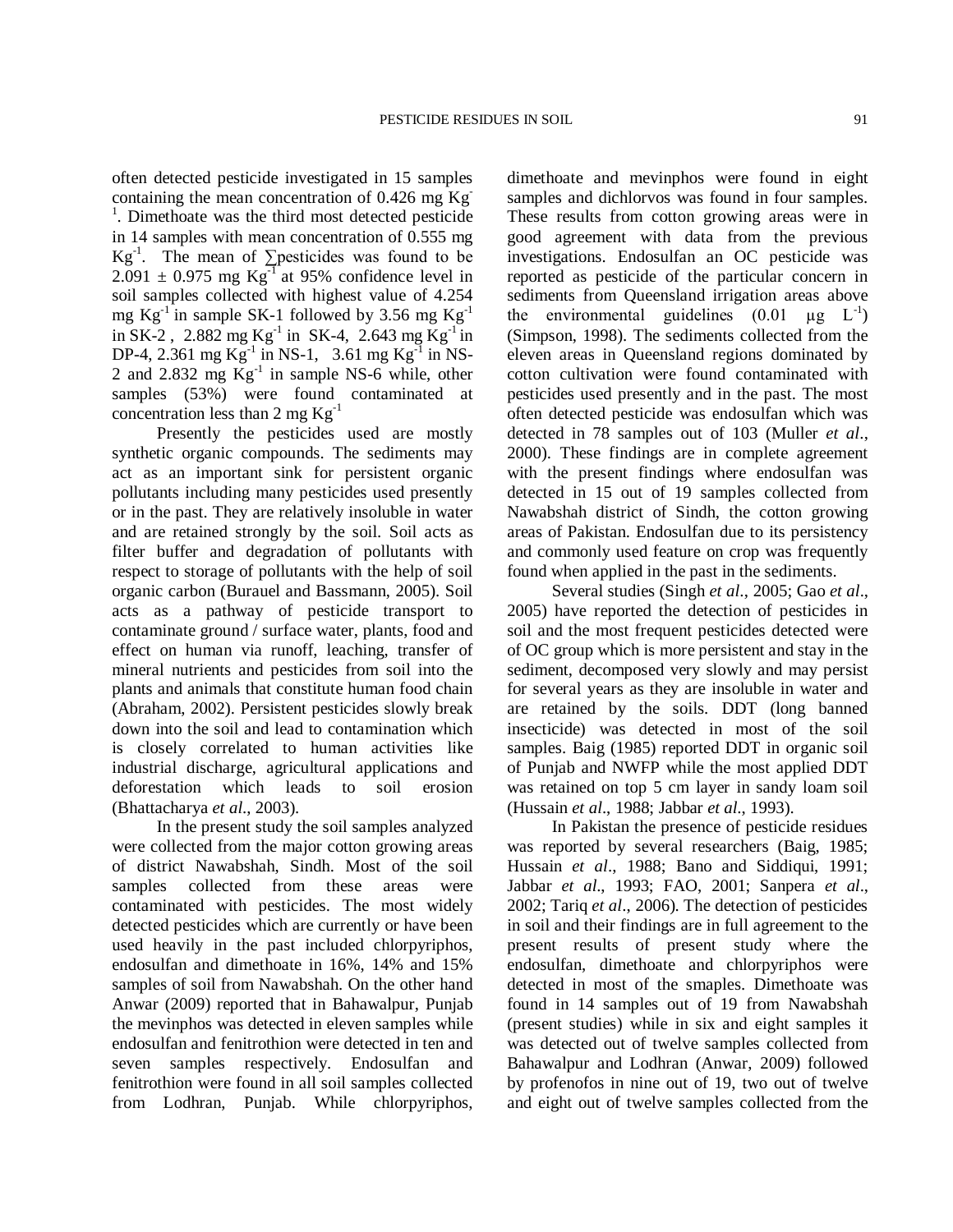often detected pesticide investigated in 15 samples containing the mean concentration of 0.426 mg $Kg^{-1}$. Dimethoate was the third most detected pesticide in 14 samples with mean concentration of 0.555 mg $Kg^{-1}$. The mean of ∑pesticides was found to be 2.091 ± 0.975 mg $Kg^{-1}$ at 95% confidence level in soil samples collected with highest value of 4.254 mg $Kg^{-1}$ in sample SK-1 followed by 3.56 mg $Kg^{-1}$ in SK-2 , 2.882 mg $Kg^{-1}$ in SK-4, 2.643 mg $Kg^{-1}$ in DP-4, 2.361 mg $Kg^{-1}$ in NS-1, 3.61 mg $Kg^{-1}$ in NS-2 and 2.832 mg $Kg^{-1}$ in sample NS-6 while, other samples (53%) were found contaminated at concentration less than 2 mg $Kg^{-1}$

Presently the pesticides used are mostly synthetic organic compounds. The sediments may act as an important sink for persistent organic pollutants including many pesticides used presently or in the past. They are relatively insoluble in water and are retained strongly by the soil. Soil acts as filter buffer and degradation of pollutants with respect to storage of pollutants with the help of soil organic carbon (Burauel and Bassmann, 2005). Soil acts as a pathway of pesticide transport to contaminate ground / surface water, plants, food and effect on human via runoff, leaching, transfer of mineral nutrients and pesticides from soil into the plants and animals that constitute human food chain (Abraham, 2002). Persistent pesticides slowly break down into the soil and lead to contamination which is closely correlated to human activities like industrial discharge, agricultural applications and deforestation which leads to soil erosion (Bhattacharya *et al*., 2003).

In the present study the soil samples analyzed were collected from the major cotton growing areas of district Nawabshah, Sindh. Most of the soil samples collected from these areas were contaminated with pesticides. The most widely detected pesticides which are currently or have been used heavily in the past included chlorpyriphos, endosulfan and dimethoate in 16%, 14% and 15% samples of soil from Nawabshah. On the other hand Anwar (2009) reported that in Bahawalpur, Punjab the mevinphos was detected in eleven samples while endosulfan and fenitrothion were detected in ten and seven samples respectively. Endosulfan and fenitrothion were found in all soil samples collected from Lodhran, Punjab. While chlorpyriphos, dimethoate and mevinphos were found in eight samples and dichlorvos was found in four samples. These results from cotton growing areas were in good agreement with data from the previous investigations. Endosulfan an OC pesticide was reported as pesticide of the particular concern in sediments from Queensland irrigation areas above the environmental guidelines (0.01 μg $L^{-1}$) (Simpson, 1998). The sediments collected from the eleven areas in Queensland regions dominated by cotton cultivation were found contaminated with pesticides used presently and in the past. The most often detected pesticide was endosulfan which was detected in 78 samples out of 103 (Muller *et al*., 2000). These findings are in complete agreement with the present findings where endosulfan was detected in 15 out of 19 samples collected from Nawabshah district of Sindh, the cotton growing areas of Pakistan. Endosulfan due to its persistency and commonly used feature on crop was frequently found when applied in the past in the sediments.

Several studies (Singh *et al*., 2005; Gao *et al*., 2005) have reported the detection of pesticides in soil and the most frequent pesticides detected were of OC group which is more persistent and stay in the sediment, decomposed very slowly and may persist for several years as they are insoluble in water and are retained by the soils. DDT (long banned insecticide) was detected in most of the soil samples. Baig (1985) reported DDT in organic soil of Punjab and NWFP while the most applied DDT was retained on top 5 cm layer in sandy loam soil (Hussain *et al*., 1988; Jabbar *et al*., 1993).

In Pakistan the presence of pesticide residues was reported by several researchers (Baig, 1985; Hussain *et al*., 1988; Bano and Siddiqui, 1991; Jabbar *et al*., 1993; FAO, 2001; Sanpera *et al*., 2002; Tariq *et al*., 2006). The detection of pesticides in soil and their findings are in full agreement to the present results of present study where the endosulfan, dimethoate and chlorpyriphos were detected in most of the smaples. Dimethoate was found in 14 samples out of 19 from Nawabshah (present studies) while in six and eight samples it was detected out of twelve samples collected from Bahawalpur and Lodhran (Anwar, 2009) followed by profenofos in nine out of 19, two out of twelve and eight out of twelve samples collected from the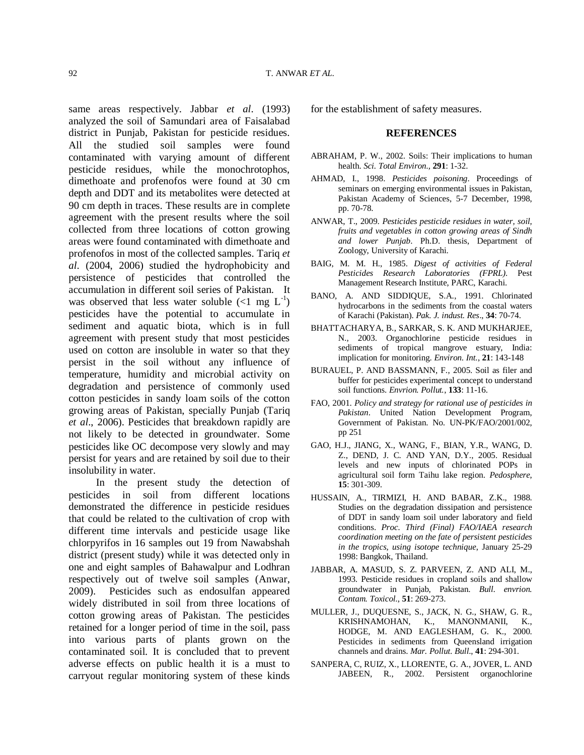same areas respectively. Jabbar *et al*. (1993) analyzed the soil of Samundari area of Faisalabad district in Punjab, Pakistan for pesticide residues. All the studied soil samples were found contaminated with varying amount of different pesticide residues, while the monochrotophos, dimethoate and profenofos were found at 30 cm depth and DDT and its metabolites were detected at 90 cm depth in traces. These results are in complete agreement with the present results where the soil collected from three locations of cotton growing areas were found contaminated with dimethoate and profenofos in most of the collected samples. Tariq *et al*. (2004, 2006) studied the hydrophobicity and persistence of pesticides that controlled the accumulation in different soil series of Pakistan. It was observed that less water soluble (<1 mg $L^{-1}$) pesticides have the potential to accumulate in sediment and aquatic biota, which is in full agreement with present study that most pesticides used on cotton are insoluble in water so that they persist in the soil without any influence of temperature, humidity and microbial activity on degradation and persistence of commonly used cotton pesticides in sandy loam soils of the cotton growing areas of Pakistan, specially Punjab (Tariq *et al*., 2006). Pesticides that breakdown rapidly are not likely to be detected in groundwater. Some pesticides like OC decompose very slowly and may persist for years and are retained by soil due to their insolubility in water.

In the present study the detection of pesticides in soil from different locations demonstrated the difference in pesticide residues that could be related to the cultivation of crop with different time intervals and pesticide usage like chlorpyrifos in 16 samples out 19 from Nawabshah district (present study) while it was detected only in one and eight samples of Bahawalpur and Lodhran respectively out of twelve soil samples (Anwar, 2009). Pesticides such as endosulfan appeared widely distributed in soil from three locations of cotton growing areas of Pakistan. The pesticides retained for a longer period of time in the soil, pass into various parts of plants grown on the contaminated soil. It is concluded that to prevent adverse effects on public health it is a must to carryout regular monitoring system of these kinds for the establishment of safety measures.

## REFERENCES

ABRAHAM, P. W., 2002. Soils: Their implications to human health. *Sci. Total Environ.*, **291**: 1-32.

AHMAD, I., 1998. *Pesticides poisoning*. Proceedings of seminars on emerging environmental issues in Pakistan, Pakistan Academy of Sciences, 5-7 December, 1998, pp. 70-78.

ANWAR, T., 2009. *Pesticides pesticide residues in water, soil, fruits and vegetables in cotton growing areas of Sindh and lower Punjab*. Ph.D. thesis, Department of Zoology, University of Karachi.

BAIG, M. M. H., 1985. *Digest of activities of Federal Pesticides Research Laboratories (FPRL)*. Pest Management Research Institute, PARC, Karachi.

BANO, A. AND SIDDIQUE, S.A., 1991. Chlorinated hydrocarbons in the sediments from the coastal waters of Karachi (Pakistan). *Pak. J. indust. Res*., **34**: 70-74.

BHATTACHARYA, B., SARKAR, S. K. AND MUKHARJEE, N., 2003. Organochlorine pesticide residues in sediments of tropical mangrove estuary, India: implication for monitoring. *Environ. Int.*, **21**: 143-148

BURAUEL, P. AND BASSMANN, F., 2005. Soil as filer and buffer for pesticides experimental concept to understand soil functions. *Envrion. Pollut.*, **133**: 11-16.

FAO, 2001. *Policy and strategy for rational use of pesticides in Pakistan*. United Nation Development Program, Government of Pakistan. No. UN-PK/FAO/2001/002, pp 251

GAO, H.J., JIANG, X., WANG, F., BIAN, Y.R., WANG, D. Z., DEND, J. C. AND YAN, D.Y., 2005. Residual levels and new inputs of chlorinated POPs in agricultural soil form Taihu lake region. *Pedosphere*, **15**: 301-309.

HUSSAIN, A., TIRMIZI, H. AND BABAR, Z.K., 1988. Studies on the degradation dissipation and persistence of DDT in sandy loam soil under laboratory and field conditions. *Proc. Third (Final) FAO/IAEA research coordination meeting on the fate of persistent pesticides in the tropics, using isotope technique*, January 25-29 1998: Bangkok, Thailand.

JABBAR, A. MASUD, S. Z. PARVEEN, Z. AND ALI, M., 1993. Pesticide residues in cropland soils and shallow groundwater in Punjab, Pakistan. *Bull. envrion. Contam. Toxicol.*, **51**: 269-273.

MULLER, J., DUQUESNE, S., JACK, N. G., SHAW, G. R., KRISHNAMOHAN, K., MANONMANII, K., HODGE, M. AND EAGLESHAM, G. K., 2000. Pesticides in sediments from Queensland irrigation channels and drains. *Mar. Pollut. Bull*., **41**: 294-301.

SANPERA, C, RUIZ, X., LLORENTE, G. A., JOVER, L. AND JABEEN, R., 2002. Persistent organochlorine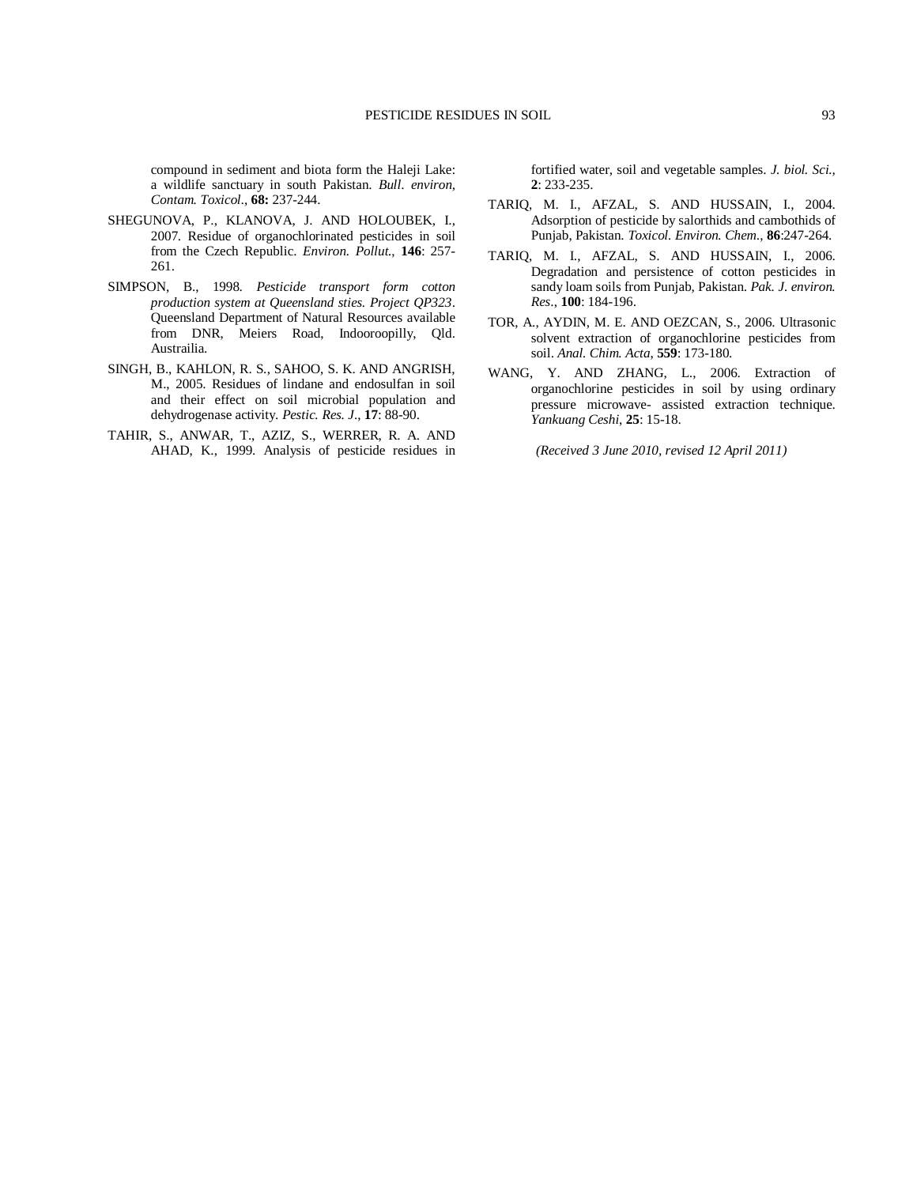compound in sediment and biota form the Haleji Lake: a wildlife sanctuary in south Pakistan. *Bull. environ, Contam. Toxicol.*, **68:** 237-244.

SHEGUNOVA, P., KLANOVA, J. AND HOLOUBEK, I., 2007. Residue of organochlorinated pesticides in soil from the Czech Republic. *Environ. Pollut.*, **146**: 257-261.

SIMPSON, B., 1998. *Pesticide transport form cotton production system at Queensland sties. Project QP323*. Queensland Department of Natural Resources available from DNR, Meiers Road, Indooroopilly, Qld. Austrailia.

SINGH, B., KAHLON, R. S., SAHOO, S. K. AND ANGRISH, M., 2005. Residues of lindane and endosulfan in soil and their effect on soil microbial population and dehydrogenase activity. *Pestic. Res. J*., **17**: 88-90.

TAHIR, S., ANWAR, T., AZIZ, S., WERRER, R. A. AND AHAD, K., 1999. Analysis of pesticide residues in fortified water, soil and vegetable samples. *J. biol. Sci.*, **2**: 233-235.

TARIQ, M. I., AFZAL, S. AND HUSSAIN, I., 2004. Adsorption of pesticide by salorthids and cambothids of Punjab, Pakistan. *Toxicol. Environ. Chem.*, **86**:247-264.

TARIQ, M. I., AFZAL, S. AND HUSSAIN, I., 2006. Degradation and persistence of cotton pesticides in sandy loam soils from Punjab, Pakistan. *Pak. J. environ. Res*., **100**: 184-196.

TOR, A., AYDIN, M. E. AND OEZCAN, S., 2006. Ultrasonic solvent extraction of organochlorine pesticides from soil. *Anal. Chim. Acta*, **559**: 173-180.

WANG, Y. AND ZHANG, L., 2006. Extraction of organochlorine pesticides in soil by using ordinary pressure microwave- assisted extraction technique. *Yankuang Ceshi*, **25**: 15-18.

*(Received 3 June 2010, revised 12 April 2011)*